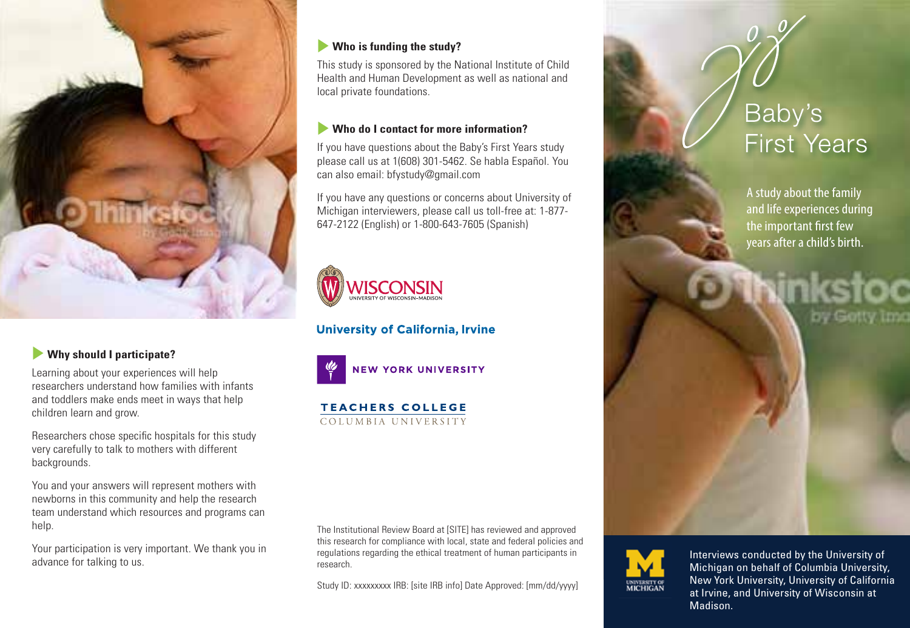# Baby's First Years

A study about the family and life experiences during the important first few years after a child's birth.

Interviews conducted by the University of Michigan on behalf of Columbia University, New York University, University of California at Irvine, and University of Wisconsin at Madison.

### Why should I participate?

Learning about your experiences will help researchers understand how families with infants and toddlers make ends meet in ways that help children learn and grow.

Researchers chose specific hospitals for this study very carefully to talk to mothers with different backgrounds.

You and your answers will represent mothers with newborns in this community and help the research team understand which resources and programs can help.

Your participation is very important. We thank you in advance for talking to us.

### Who is funding the study?

This study is sponsored by the National Institute of Child Health and Human Development as well as national and local private foundations.

### Who do I contact for more information?

If you have questions about the Baby's First Years study please call us at 1(608) 301-5462. Se habla Español. You can also email: bfystudy@gmail.com

If you have any questions or concerns about University of Michigan interviewers, please call us toll-free at: 1-877-647-2122 (English) or 1-800-643-7605 (Spanish)

WISCONSIN
UNIVERSITY OF WISCONSIN–MADISON

University of California, Irvine

NEW YORK UNIVERSITY

TEACHERS COLLEGE
COLUMBIA UNIVERSITY

The Institutional Review Board at [SITE] has reviewed and approved this research for compliance with local, state and federal policies and regulations regarding the ethical treatment of human participants in research.

Study ID: xxxxxxxxx IRB: [site IRB info] Date Approved: [mm/dd/yyyy]

UNIVERSITY OF MICHIGAN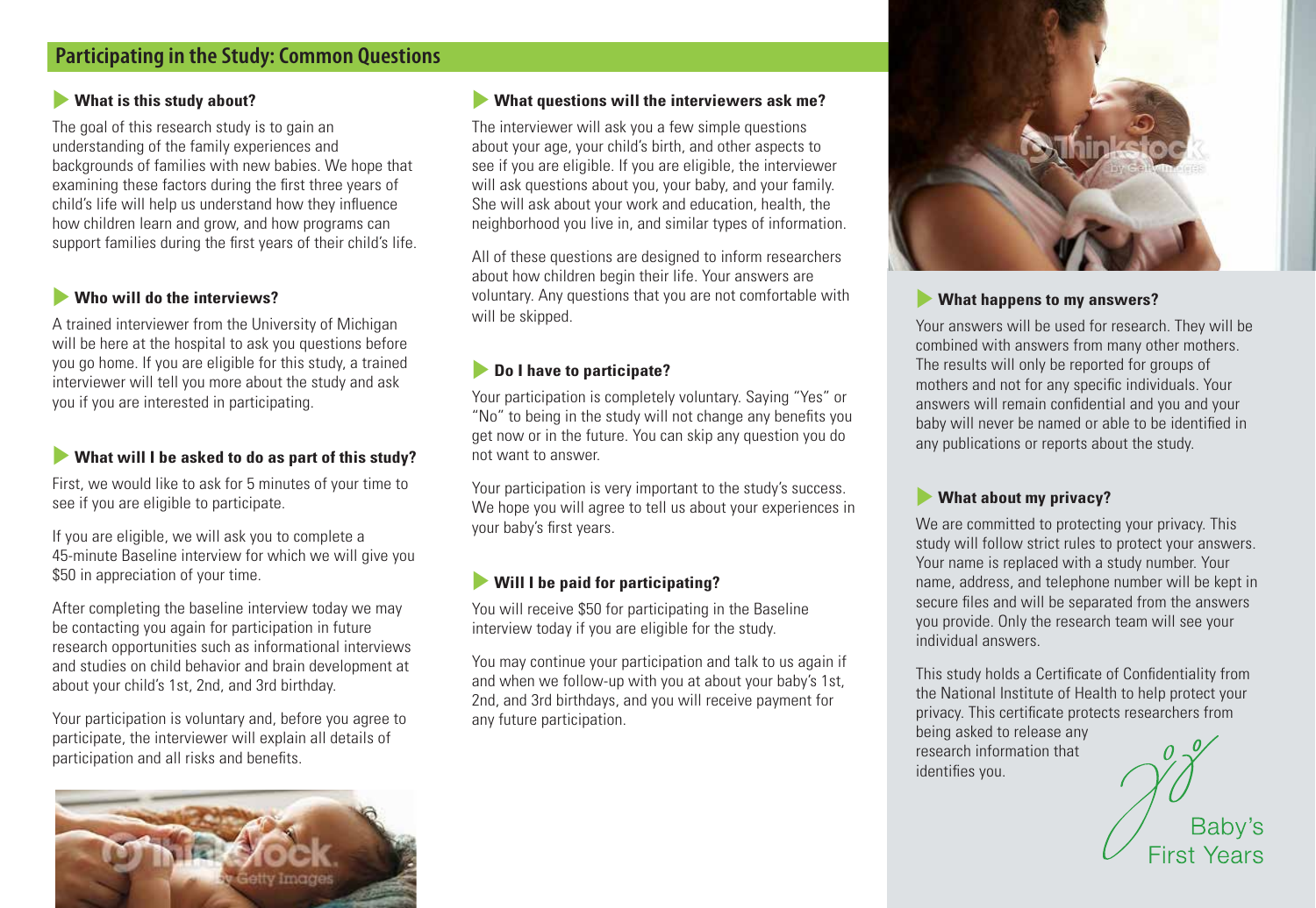## Participating in the Study: Common Questions

### What is this study about?

The goal of this research study is to gain an understanding of the family experiences and backgrounds of families with new babies. We hope that examining these factors during the first three years of child's life will help us understand how they influence how children learn and grow, and how programs can support families during the first years of their child's life.

### Who will do the interviews?

A trained interviewer from the University of Michigan will be here at the hospital to ask you questions before you go home. If you are eligible for this study, a trained interviewer will tell you more about the study and ask you if you are interested in participating.

### What will I be asked to do as part of this study?

First, we would like to ask for 5 minutes of your time to see if you are eligible to participate.

If you are eligible, we will ask you to complete a 45-minute Baseline interview for which we will give you $50 in appreciation of your time.

After completing the baseline interview today we may be contacting you again for participation in future research opportunities such as informational interviews and studies on child behavior and brain development at about your child's 1st, 2nd, and 3rd birthday.

Your participation is voluntary and, before you agree to participate, the interviewer will explain all details of participation and all risks and benefits.

### What questions will the interviewers ask me?

The interviewer will ask you a few simple questions about your age, your child's birth, and other aspects to see if you are eligible. If you are eligible, the interviewer will ask questions about you, your baby, and your family. She will ask about your work and education, health, the neighborhood you live in, and similar types of information.

All of these questions are designed to inform researchers about how children begin their life. Your answers are voluntary. Any questions that you are not comfortable with will be skipped.

### Do I have to participate?

Your participation is completely voluntary. Saying "Yes" or "No" to being in the study will not change any benefits you get now or in the future. You can skip any question you do not want to answer.

Your participation is very important to the study's success. We hope you will agree to tell us about your experiences in your baby's first years.

### Will I be paid for participating?

You will receive $50 for participating in the Baseline interview today if you are eligible for the study.

You may continue your participation and talk to us again if and when we follow-up with you at about your baby's 1st, 2nd, and 3rd birthdays, and you will receive payment for any future participation.

### What happens to my answers?

Your answers will be used for research. They will be combined with answers from many other mothers. The results will only be reported for groups of mothers and not for any specific individuals. Your answers will remain confidential and you and your baby will never be named or able to be identified in any publications or reports about the study.

### What about my privacy?

We are committed to protecting your privacy. This study will follow strict rules to protect your answers. Your name is replaced with a study number. Your name, address, and telephone number will be kept in secure files and will be separated from the answers you provide. Only the research team will see your individual answers.

This study holds a Certificate of Confidentiality from the National Institute of Health to help protect your privacy. This certificate protects researchers from being asked to release any research information that identifies you.

Baby's First Years